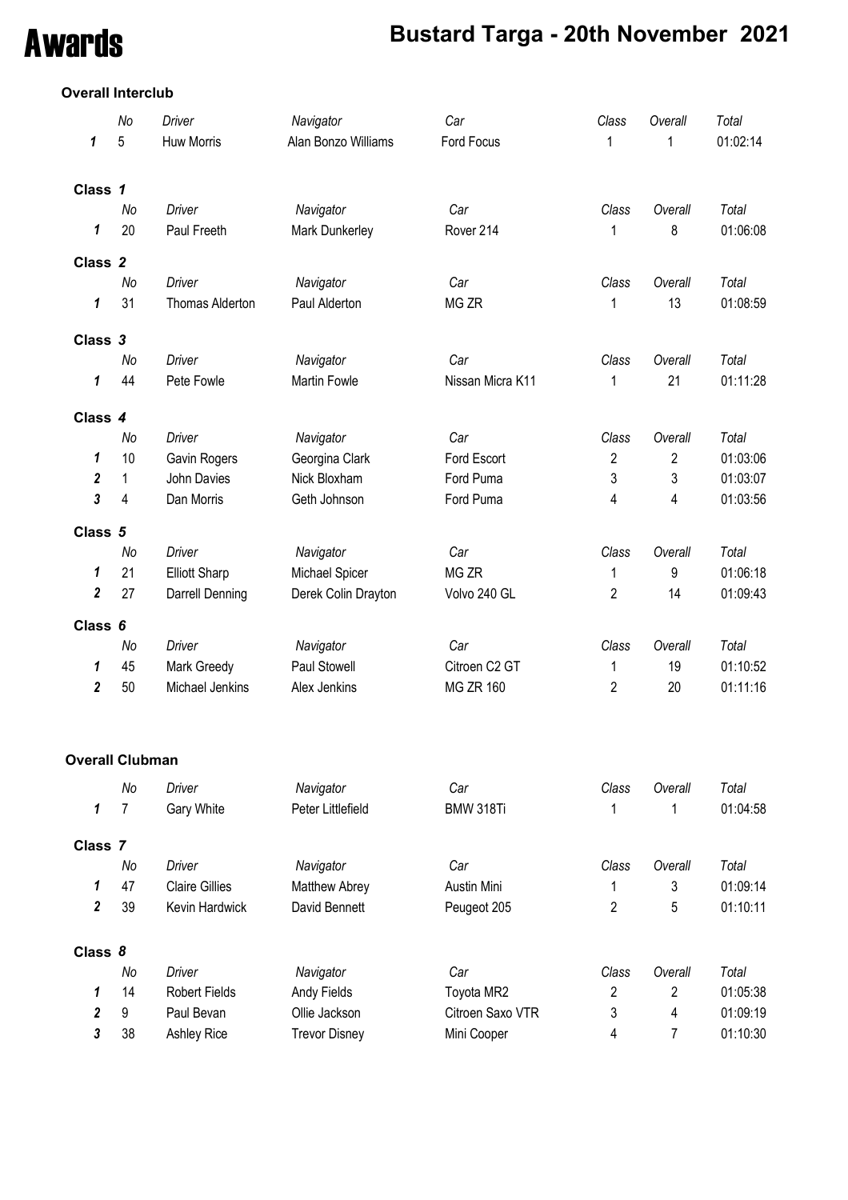# Awards

## Bustard Targa - 20th November 2021

### Overall Interclub

| | No | Driver | Navigator | Car | Class | Overall | Total |
|---|---|---|---|---|---|---|---|
| 1 | 5 | Huw Morris | Alan Bonzo Williams | Ford Focus | 1 | 1 | 01:02:14 |

### Class 1

| | No | Driver | Navigator | Car | Class | Overall | Total |
|---|---|---|---|---|---|---|---|
| 1 | 20 | Paul Freeth | Mark Dunkerley | Rover 214 | 1 | 8 | 01:06:08 |

### Class 2

| | No | Driver | Navigator | Car | Class | Overall | Total |
|---|---|---|---|---|---|---|---|
| 1 | 31 | Thomas Alderton | Paul Alderton | MG ZR | 1 | 13 | 01:08:59 |

### Class 3

| | No | Driver | Navigator | Car | Class | Overall | Total |
|---|---|---|---|---|---|---|---|
| 1 | 44 | Pete Fowle | Martin Fowle | Nissan Micra K11 | 1 | 21 | 01:11:28 |

### Class 4

| | No | Driver | Navigator | Car | Class | Overall | Total |
|---|---|---|---|---|---|---|---|
| 1 | 10 | Gavin Rogers | Georgina Clark | Ford Escort | 2 | 2 | 01:03:06 |
| 2 | 1 | John Davies | Nick Bloxham | Ford Puma | 3 | 3 | 01:03:07 |
| 3 | 4 | Dan Morris | Geth Johnson | Ford Puma | 4 | 4 | 01:03:56 |

### Class 5

| | No | Driver | Navigator | Car | Class | Overall | Total |
|---|---|---|---|---|---|---|---|
| 1 | 21 | Elliott Sharp | Michael Spicer | MG ZR | 1 | 9 | 01:06:18 |
| 2 | 27 | Darrell Denning | Derek Colin Drayton | Volvo 240 GL | 2 | 14 | 01:09:43 |

### Class 6

| | No | Driver | Navigator | Car | Class | Overall | Total |
|---|---|---|---|---|---|---|---|
| 1 | 45 | Mark Greedy | Paul Stowell | Citroen C2 GT | 1 | 19 | 01:10:52 |
| 2 | 50 | Michael Jenkins | Alex Jenkins | MG ZR 160 | 2 | 20 | 01:11:16 |

### Overall Clubman

| | No | Driver | Navigator | Car | Class | Overall | Total |
|---|---|---|---|---|---|---|---|
| 1 | 7 | Gary White | Peter Littlefield | BMW 318Ti | 1 | 1 | 01:04:58 |

### Class 7

| | No | Driver | Navigator | Car | Class | Overall | Total |
|---|---|---|---|---|---|---|---|
| 1 | 47 | Claire Gillies | Matthew Abrey | Austin Mini | 1 | 3 | 01:09:14 |
| 2 | 39 | Kevin Hardwick | David Bennett | Peugeot 205 | 2 | 5 | 01:10:11 |

### Class 8

| | No | Driver | Navigator | Car | Class | Overall | Total |
|---|---|---|---|---|---|---|---|
| 1 | 14 | Robert Fields | Andy Fields | Toyota MR2 | 2 | 2 | 01:05:38 |
| 2 | 9 | Paul Bevan | Ollie Jackson | Citroen Saxo VTR | 3 | 4 | 01:09:19 |
| 3 | 38 | Ashley Rice | Trevor Disney | Mini Cooper | 4 | 7 | 01:10:30 |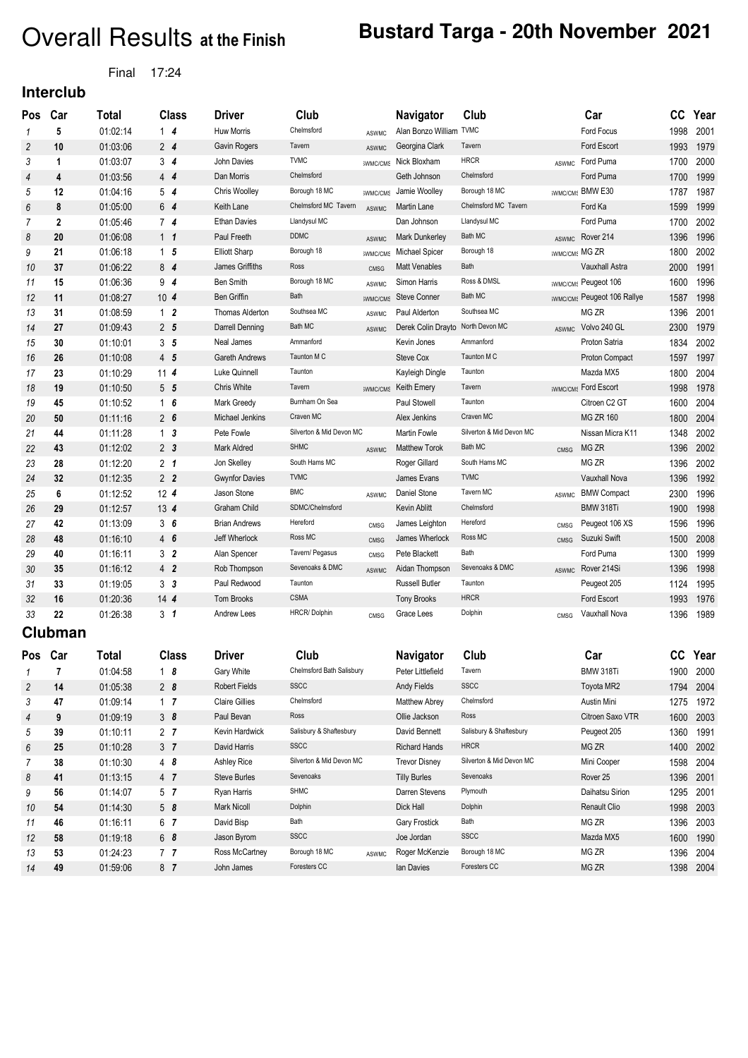# Overall Results at the Finish

## Bustard Targa - 20th November 2021

Final 17:24

### Interclub

| Pos | Car | Total | Class | | Driver | Club | | Navigator | Club | | Car | CC | Year |
|---|---|---|---|---|---|---|---|---|---|---|---|---|---|
| 1 | 5 | 01:02:14 | 1 | 4 | Huw Morris | Chelmsford | ASWMC | Alan Bonzo William | TVMC | | Ford Focus | 1998 | 2001 |
| 2 | 10 | 01:03:06 | 2 | 4 | Gavin Rogers | Tavern | ASWMC | Georgina Clark | Tavern | | Ford Escort | 1993 | 1979 |
| 3 | 1 | 01:03:07 | 3 | 4 | John Davies | TVMC | SWMC/CMS | Nick Bloxham | HRCR | ASWMC | Ford Puma | 1700 | 2000 |
| 4 | 4 | 01:03:56 | 4 | 4 | Dan Morris | Chelmsford | | Geth Johnson | Chelmsford | | Ford Puma | 1700 | 1999 |
| 5 | 12 | 01:04:16 | 5 | 4 | Chris Woolley | Borough 18 MC | SWMC/CMS | Jamie Woolley | Borough 18 MC | SWMC/CMS | BMW E30 | 1787 | 1987 |
| 6 | 8 | 01:05:00 | 6 | 4 | Keith Lane | Chelmsford MC Tavern | ASWMC | Martin Lane | Chelmsford MC Tavern | | Ford Ka | 1599 | 1999 |
| 7 | 2 | 01:05:46 | 7 | 4 | Ethan Davies | Llandysul MC | | Dan Johnson | Llandysul MC | | Ford Puma | 1700 | 2002 |
| 8 | 20 | 01:06:08 | 1 | 1 | Paul Freeth | DDMC | ASWMC | Mark Dunkerley | Bath MC | ASWMC | Rover 214 | 1396 | 1996 |
| 9 | 21 | 01:06:18 | 1 | 5 | Elliott Sharp | Borough 18 | SWMC/CMS | Michael Spicer | Borough 18 | SWMC/CMS | MG ZR | 1800 | 2002 |
| 10 | 37 | 01:06:22 | 8 | 4 | James Griffiths | Ross | CMSG | Matt Venables | Bath | | Vauxhall Astra | 2000 | 1991 |
| 11 | 15 | 01:06:36 | 9 | 4 | Ben Smith | Borough 18 MC | ASWMC | Simon Harris | Ross & DMSL | SWMC/CMS | Peugeot 106 | 1600 | 1996 |
| 12 | 11 | 01:08:27 | 10 | 4 | Ben Griffin | Bath | SWMC/CMS | Steve Conner | Bath MC | SWMC/CMS | Peugeot 106 Rallye | 1587 | 1998 |
| 13 | 31 | 01:08:59 | 1 | 2 | Thomas Alderton | Southsea MC | ASWMC | Paul Alderton | Southsea MC | | MG ZR | 1396 | 2001 |
| 14 | 27 | 01:09:43 | 2 | 5 | Darrell Denning | Bath MC | ASWMC | Derek Colin Drayto | North Devon MC | ASWMC | Volvo 240 GL | 2300 | 1979 |
| 15 | 30 | 01:10:01 | 3 | 5 | Neal James | Ammanford | | Kevin Jones | Ammanford | | Proton Satria | 1834 | 2002 |
| 16 | 26 | 01:10:08 | 4 | 5 | Gareth Andrews | Taunton M C | | Steve Cox | Taunton M C | | Proton Compact | 1597 | 1997 |
| 17 | 23 | 01:10:29 | 11 | 4 | Luke Quinnell | Taunton | | Kayleigh Dingle | Taunton | | Mazda MX5 | 1800 | 2004 |
| 18 | 19 | 01:10:50 | 5 | 5 | Chris White | Tavern | SWMC/CMS | Keith Emery | Tavern | SWMC/CMS | Ford Escort | 1998 | 1978 |
| 19 | 45 | 01:10:52 | 1 | 6 | Mark Greedy | Burnham On Sea | | Paul Stowell | Taunton | | Citroen C2 GT | 1600 | 2004 |
| 20 | 50 | 01:11:16 | 2 | 6 | Michael Jenkins | Craven MC | | Alex Jenkins | Craven MC | | MG ZR 160 | 1800 | 2004 |
| 21 | 44 | 01:11:28 | 1 | 3 | Pete Fowle | Silverton & Mid Devon MC | | Martin Fowle | Silverton & Mid Devon MC | | Nissan Micra K11 | 1348 | 2002 |
| 22 | 43 | 01:12:02 | 2 | 3 | Mark Aldred | SHMC | ASWMC | Matthew Torok | Bath MC | CMSG | MG ZR | 1396 | 2002 |
| 23 | 28 | 01:12:20 | 2 | 1 | Jon Skelley | South Hams MC | | Roger Gillard | South Hams MC | | MG ZR | 1396 | 2002 |
| 24 | 32 | 01:12:35 | 2 | 2 | Gwynfor Davies | TVMC | | James Evans | TVMC | | Vauxhall Nova | 1396 | 1992 |
| 25 | 6 | 01:12:52 | 12 | 4 | Jason Stone | BMC | ASWMC | Daniel Stone | Tavern MC | ASWMC | BMW Compact | 2300 | 1996 |
| 26 | 29 | 01:12:57 | 13 | 4 | Graham Child | SDMC/Chelmsford | | Kevin Ablitt | Chelmsford | | BMW 318Ti | 1900 | 1998 |
| 27 | 42 | 01:13:09 | 3 | 6 | Brian Andrews | Hereford | CMSG | James Leighton | Hereford | CMSG | Peugeot 106 XS | 1596 | 1996 |
| 28 | 48 | 01:16:10 | 4 | 6 | Jeff Wherlock | Ross MC | CMSG | James Wherlock | Ross MC | CMSG | Suzuki Swift | 1500 | 2008 |
| 29 | 40 | 01:16:11 | 3 | 2 | Alan Spencer | Tavern/ Pegasus | CMSG | Pete Blackett | Bath | | Ford Puma | 1300 | 1999 |
| 30 | 35 | 01:16:12 | 4 | 2 | Rob Thompson | Sevenoaks & DMC | ASWMC | Aidan Thompson | Sevenoaks & DMC | ASWMC | Rover 214Si | 1396 | 1998 |
| 31 | 33 | 01:19:05 | 3 | 3 | Paul Redwood | Taunton | | Russell Butler | Taunton | | Peugeot 205 | 1124 | 1995 |
| 32 | 16 | 01:20:36 | 14 | 4 | Tom Brooks | CSMA | | Tony Brooks | HRCR | | Ford Escort | 1993 | 1976 |
| 33 | 22 | 01:26:38 | 3 | 1 | Andrew Lees | HRCR/ Dolphin | CMSG | Grace Lees | Dolphin | CMSG | Vauxhall Nova | 1396 | 1989 |

### Clubman

| Pos | Car | Total | Class | | Driver | Club | | Navigator | Club | | Car | CC | Year |
|---|---|---|---|---|---|---|---|---|---|---|---|---|---|
| 1 | 7 | 01:04:58 | 1 | 8 | Gary White | Chelmsford Bath Salisbury | | Peter Littlefield | Tavern | | BMW 318Ti | 1900 | 2000 |
| 2 | 14 | 01:05:38 | 2 | 8 | Robert Fields | SSCC | | Andy Fields | SSCC | | Toyota MR2 | 1794 | 2004 |
| 3 | 47 | 01:09:14 | 1 | 7 | Claire Gillies | Chelmsford | | Matthew Abrey | Chelmsford | | Austin Mini | 1275 | 1972 |
| 4 | 9 | 01:09:19 | 3 | 8 | Paul Bevan | Ross | | Ollie Jackson | Ross | | Citroen Saxo VTR | 1600 | 2003 |
| 5 | 39 | 01:10:11 | 2 | 7 | Kevin Hardwick | Salisbury & Shaftesbury | | David Bennett | Salisbury & Shaftesbury | | Peugeot 205 | 1360 | 1991 |
| 6 | 25 | 01:10:28 | 3 | 7 | David Harris | SSCC | | Richard Hands | HRCR | | MG ZR | 1400 | 2002 |
| 7 | 38 | 01:10:30 | 4 | 8 | Ashley Rice | Silverton & Mid Devon MC | | Trevor Disney | Silverton & Mid Devon MC | | Mini Cooper | 1598 | 2004 |
| 8 | 41 | 01:13:15 | 4 | 7 | Steve Burles | Sevenoaks | | Tilly Burles | Sevenoaks | | Rover 25 | 1396 | 2001 |
| 9 | 56 | 01:14:07 | 5 | 7 | Ryan Harris | SHMC | | Darren Stevens | Plymouth | | Daihatsu Sirion | 1295 | 2001 |
| 10 | 54 | 01:14:30 | 5 | 8 | Mark Nicoll | Dolphin | | Dick Hall | Dolphin | | Renault Clio | 1998 | 2003 |
| 11 | 46 | 01:16:11 | 6 | 7 | David Bisp | Bath | | Gary Frostick | Bath | | MG ZR | 1396 | 2003 |
| 12 | 58 | 01:19:18 | 6 | 8 | Jason Byrom | SSCC | | Joe Jordan | SSCC | | Mazda MX5 | 1600 | 1990 |
| 13 | 53 | 01:24:23 | 7 | 7 | Ross McCartney | Borough 18 MC | ASWMC | Roger McKenzie | Borough 18 MC | | MG ZR | 1396 | 2004 |
| 14 | 49 | 01:59:06 | 8 | 7 | John James | Foresters CC | | Ian Davies | Foresters CC | | MG ZR | 1398 | 2004 |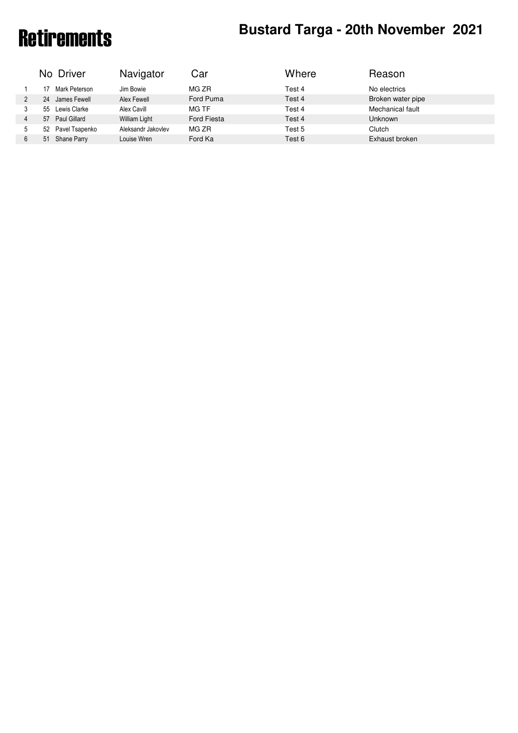# Retirements

## Bustard Targa - 20th November 2021

| | No | Driver | Navigator | Car | Where | Reason |
|---|---|---|---|---|---|---|
| 1 | 17 | Mark Peterson | Jim Bowie | MG ZR | Test 4 | No electrics |
| 2 | 24 | James Fewell | Alex Fewell | Ford Puma | Test 4 | Broken water pipe |
| 3 | 55 | Lewis Clarke | Alex Cavill | MG TF | Test 4 | Mechanical fault |
| 4 | 57 | Paul Gillard | William Light | Ford Fiesta | Test 4 | Unknown |
| 5 | 52 | Pavel Tsapenko | Aleksandr Jakovlev | MG ZR | Test 5 | Clutch |
| 6 | 51 | Shane Parry | Louise Wren | Ford Ka | Test 6 | Exhaust broken |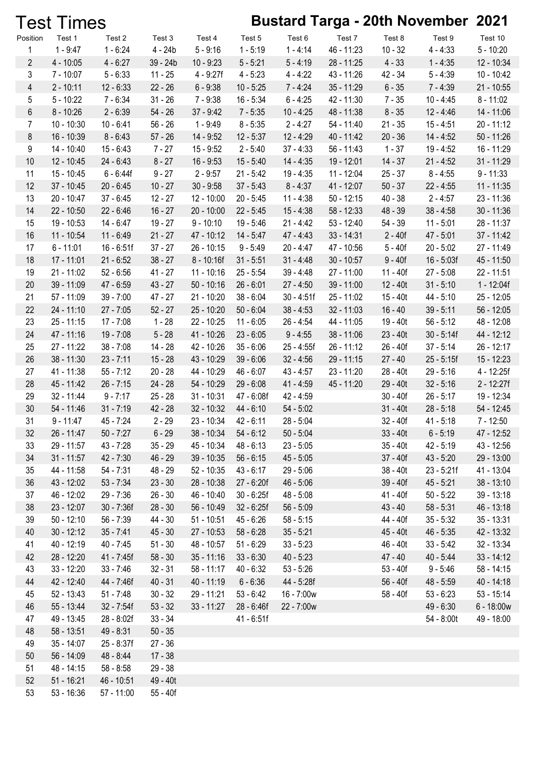# Test Times

## Bustard Targa - 20th November 2021

| Position | Test 1 | Test 2 | Test 3 | Test 4 | Test 5 | Test 6 | Test 7 | Test 8 | Test 9 | Test 10 |
|---|---|---|---|---|---|---|---|---|---|---|
| 1 | 1 - 9:47 | 1 - 6:24 | 4 - 24b | 5 - 9:16 | 1 - 5:19 | 1 - 4:14 | 46 - 11:23 | 10 - 32 | 4 - 4:33 | 5 - 10:20 |
| 2 | 4 - 10:05 | 4 - 6:27 | 39 - 24b | 10 - 9:23 | 5 - 5:21 | 5 - 4:19 | 28 - 11:25 | 4 - 33 | 1 - 4:35 | 12 - 10:34 |
| 3 | 7 - 10:07 | 5 - 6:33 | 11 - 25 | 4 - 9:27f | 4 - 5:23 | 4 - 4:22 | 43 - 11:26 | 42 - 34 | 5 - 4:39 | 10 - 10:42 |
| 4 | 2 - 10:11 | 12 - 6:33 | 22 - 26 | 6 - 9:38 | 10 - 5:25 | 7 - 4:24 | 35 - 11:29 | 6 - 35 | 7 - 4:39 | 21 - 10:55 |
| 5 | 5 - 10:22 | 7 - 6:34 | 31 - 26 | 7 - 9:38 | 16 - 5:34 | 6 - 4:25 | 42 - 11:30 | 7 - 35 | 10 - 4:45 | 8 - 11:02 |
| 6 | 8 - 10:26 | 2 - 6:39 | 54 - 26 | 37 - 9:42 | 7 - 5:35 | 10 - 4:25 | 48 - 11:38 | 8 - 35 | 12 - 4:46 | 14 - 11:06 |
| 7 | 10 - 10:30 | 10 - 6:41 | 56 - 26 | 1 - 9:49 | 8 - 5:35 | 2 - 4:27 | 54 - 11:40 | 21 - 35 | 15 - 4:51 | 20 - 11:12 |
| 8 | 16 - 10:39 | 8 - 6:43 | 57 - 26 | 14 - 9:52 | 12 - 5:37 | 12 - 4:29 | 40 - 11:42 | 20 - 36 | 14 - 4:52 | 50 - 11:26 |
| 9 | 14 - 10:40 | 15 - 6:43 | 7 - 27 | 15 - 9:52 | 2 - 5:40 | 37 - 4:33 | 56 - 11:43 | 1 - 37 | 19 - 4:52 | 16 - 11:29 |
| 10 | 12 - 10:45 | 24 - 6:43 | 8 - 27 | 16 - 9:53 | 15 - 5:40 | 14 - 4:35 | 19 - 12:01 | 14 - 37 | 21 - 4:52 | 31 - 11:29 |
| 11 | 15 - 10:45 | 6 - 6:44f | 9 - 27 | 2 - 9:57 | 21 - 5:42 | 19 - 4:35 | 11 - 12:04 | 25 - 37 | 8 - 4:55 | 9 - 11:33 |
| 12 | 37 - 10:45 | 20 - 6:45 | 10 - 27 | 30 - 9:58 | 37 - 5:43 | 8 - 4:37 | 41 - 12:07 | 50 - 37 | 22 - 4:55 | 11 - 11:35 |
| 13 | 20 - 10:47 | 37 - 6:45 | 12 - 27 | 12 - 10:00 | 20 - 5:45 | 11 - 4:38 | 50 - 12:15 | 40 - 38 | 2 - 4:57 | 23 - 11:36 |
| 14 | 22 - 10:50 | 22 - 6:46 | 16 - 27 | 20 - 10:00 | 22 - 5:45 | 15 - 4:38 | 58 - 12:33 | 48 - 39 | 38 - 4:58 | 30 - 11:36 |
| 15 | 19 - 10:53 | 14 - 6:47 | 19 - 27 | 9 - 10:10 | 19 - 5:46 | 21 - 4:42 | 53 - 12:40 | 54 - 39 | 11 - 5:01 | 28 - 11:37 |
| 16 | 11 - 10:54 | 11 - 6:49 | 21 - 27 | 47 - 10:12 | 14 - 5:47 | 47 - 4:43 | 33 - 14:31 | 2 - 40f | 47 - 5:01 | 37 - 11:42 |
| 17 | 6 - 11:01 | 16 - 6:51f | 37 - 27 | 26 - 10:15 | 9 - 5:49 | 20 - 4:47 | 47 - 10:56 | 5 - 40f | 20 - 5:02 | 27 - 11:49 |
| 18 | 17 - 11:01 | 21 - 6:52 | 38 - 27 | 8 - 10:16f | 31 - 5:51 | 31 - 4:48 | 30 - 10:57 | 9 - 40f | 16 - 5:03f | 45 - 11:50 |
| 19 | 21 - 11:02 | 52 - 6:56 | 41 - 27 | 11 - 10:16 | 25 - 5:54 | 39 - 4:48 | 27 - 11:00 | 11 - 40f | 27 - 5:08 | 22 - 11:51 |
| 20 | 39 - 11:09 | 47 - 6:59 | 43 - 27 | 50 - 10:16 | 26 - 6:01 | 27 - 4:50 | 39 - 11:00 | 12 - 40t | 31 - 5:10 | 1 - 12:04f |
| 21 | 57 - 11:09 | 39 - 7:00 | 47 - 27 | 21 - 10:20 | 38 - 6:04 | 30 - 4:51f | 25 - 11:02 | 15 - 40t | 44 - 5:10 | 25 - 12:05 |
| 22 | 24 - 11:10 | 27 - 7:05 | 52 - 27 | 25 - 10:20 | 50 - 6:04 | 38 - 4:53 | 32 - 11:03 | 16 - 40 | 39 - 5:11 | 56 - 12:05 |
| 23 | 25 - 11:15 | 17 - 7:08 | 1 - 28 | 22 - 10:25 | 11 - 6:05 | 26 - 4:54 | 44 - 11:05 | 19 - 40t | 56 - 5:12 | 48 - 12:08 |
| 24 | 47 - 11:16 | 19 - 7:08 | 5 - 28 | 41 - 10:26 | 23 - 6:05 | 9 - 4:55 | 38 - 11:06 | 23 - 40t | 30 - 5:14f | 44 - 12:12 |
| 25 | 27 - 11:22 | 38 - 7:08 | 14 - 28 | 42 - 10:26 | 35 - 6:06 | 25 - 4:55f | 26 - 11:12 | 26 - 40f | 37 - 5:14 | 26 - 12:17 |
| 26 | 38 - 11:30 | 23 - 7:11 | 15 - 28 | 43 - 10:29 | 39 - 6:06 | 32 - 4:56 | 29 - 11:15 | 27 - 40 | 25 - 5:15f | 15 - 12:23 |
| 27 | 41 - 11:38 | 55 - 7:12 | 20 - 28 | 44 - 10:29 | 46 - 6:07 | 43 - 4:57 | 23 - 11:20 | 28 - 40t | 29 - 5:16 | 4 - 12:25f |
| 28 | 45 - 11:42 | 26 - 7:15 | 24 - 28 | 54 - 10:29 | 29 - 6:08 | 41 - 4:59 | 45 - 11:20 | 29 - 40t | 32 - 5:16 | 2 - 12:27f |
| 29 | 32 - 11:44 | 9 - 7:17 | 25 - 28 | 31 - 10:31 | 47 - 6:08f | 42 - 4:59 | | 30 - 40f | 26 - 5:17 | 19 - 12:34 |
| 30 | 54 - 11:46 | 31 - 7:19 | 42 - 28 | 32 - 10:32 | 44 - 6:10 | 54 - 5:02 | | 31 - 40t | 28 - 5:18 | 54 - 12:45 |
| 31 | 9 - 11:47 | 45 - 7:24 | 2 - 29 | 23 - 10:34 | 42 - 6:11 | 28 - 5:04 | | 32 - 40f | 41 - 5:18 | 7 - 12:50 |
| 32 | 26 - 11:47 | 50 - 7:27 | 6 - 29 | 38 - 10:34 | 54 - 6:12 | 50 - 5:04 | | 33 - 40t | 6 - 5:19 | 47 - 12:52 |
| 33 | 29 - 11:57 | 43 - 7:28 | 35 - 29 | 45 - 10:34 | 48 - 6:13 | 23 - 5:05 | | 35 - 40t | 42 - 5:19 | 43 - 12:56 |
| 34 | 31 - 11:57 | 42 - 7:30 | 46 - 29 | 39 - 10:35 | 56 - 6:15 | 45 - 5:05 | | 37 - 40f | 43 - 5:20 | 29 - 13:00 |
| 35 | 44 - 11:58 | 54 - 7:31 | 48 - 29 | 52 - 10:35 | 43 - 6:17 | 29 - 5:06 | | 38 - 40t | 23 - 5:21f | 41 - 13:04 |
| 36 | 43 - 12:02 | 53 - 7:34 | 23 - 30 | 28 - 10:38 | 27 - 6:20f | 46 - 5:06 | | 39 - 40f | 45 - 5:21 | 38 - 13:10 |
| 37 | 46 - 12:02 | 29 - 7:36 | 26 - 30 | 46 - 10:40 | 30 - 6:25f | 48 - 5:08 | | 41 - 40f | 50 - 5:22 | 39 - 13:18 |
| 38 | 23 - 12:07 | 30 - 7:36f | 28 - 30 | 56 - 10:49 | 32 - 6:25f | 56 - 5:09 | | 43 - 40 | 58 - 5:31 | 46 - 13:18 |
| 39 | 50 - 12:10 | 56 - 7:39 | 44 - 30 | 51 - 10:51 | 45 - 6:26 | 58 - 5:15 | | 44 - 40f | 35 - 5:32 | 35 - 13:31 |
| 40 | 30 - 12:12 | 35 - 7:41 | 45 - 30 | 27 - 10:53 | 58 - 6:28 | 35 - 5:21 | | 45 - 40t | 46 - 5:35 | 42 - 13:32 |
| 41 | 40 - 12:19 | 40 - 7:45 | 51 - 30 | 48 - 10:57 | 51 - 6:29 | 33 - 5:23 | | 46 - 40t | 33 - 5:42 | 32 - 13:34 |
| 42 | 28 - 12:20 | 41 - 7:45f | 58 - 30 | 35 - 11:16 | 33 - 6:30 | 40 - 5:23 | | 47 - 40 | 40 - 5:44 | 33 - 14:12 |
| 43 | 33 - 12:20 | 33 - 7:46 | 32 - 31 | 58 - 11:17 | 40 - 6:32 | 53 - 5:26 | | 53 - 40f | 9 - 5:46 | 58 - 14:15 |
| 44 | 42 - 12:40 | 44 - 7:46f | 40 - 31 | 40 - 11:19 | 6 - 6:36 | 44 - 5:28f | | 56 - 40f | 48 - 5:59 | 40 - 14:18 |
| 45 | 52 - 13:43 | 51 - 7:48 | 30 - 32 | 29 - 11:21 | 53 - 6:42 | 16 - 7:00w | | 58 - 40f | 53 - 6:23 | 53 - 15:14 |
| 46 | 55 - 13:44 | 32 - 7:54f | 53 - 32 | 33 - 11:27 | 28 - 6:46f | 22 - 7:00w | | | 49 - 6:30 | 6 - 18:00w |
| 47 | 49 - 13:45 | 28 - 8:02f | 33 - 34 | | 41 - 6:51f | | | | 54 - 8:00t | 49 - 18:00 |
| 48 | 58 - 13:51 | 49 - 8:31 | 50 - 35 | | | | | | | |
| 49 | 35 - 14:07 | 25 - 8:37f | 27 - 36 | | | | | | | |
| 50 | 56 - 14:09 | 48 - 8:44 | 17 - 38 | | | | | | | |
| 51 | 48 - 14:15 | 58 - 8:58 | 29 - 38 | | | | | | | |
| 52 | 51 - 16:21 | 46 - 10:51 | 49 - 40t | | | | | | | |
| 53 | 53 - 16:36 | 57 - 11:00 | 55 - 40f | | | | | | | |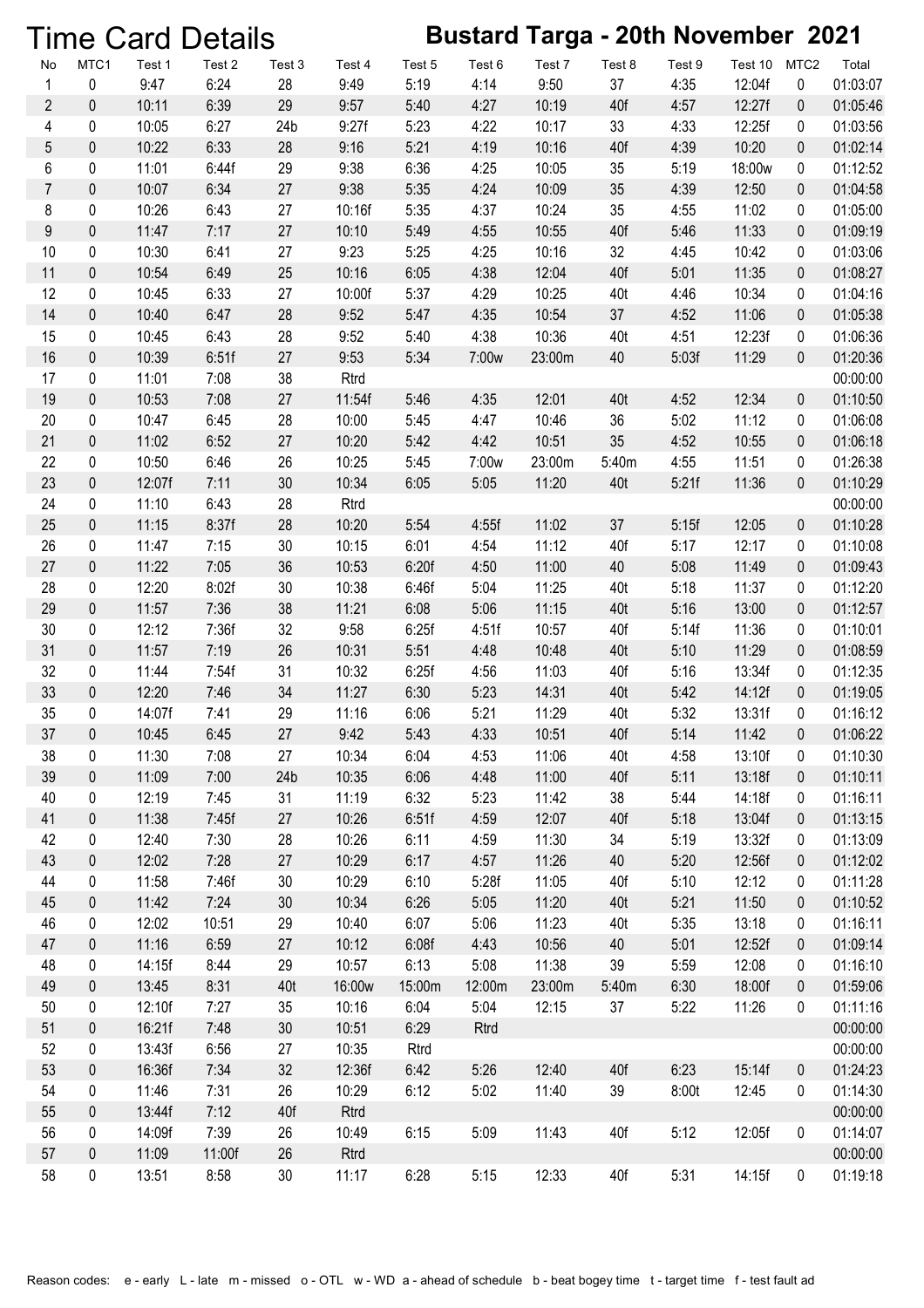# Time Card Details

## Bustard Targa - 20th November 2021

| No | MTC1 | Test 1 | Test 2 | Test 3 | Test 4 | Test 5 | Test 6 | Test 7 | Test 8 | Test 9 | Test 10 | MTC2 | Total |
|---|---|---|---|---|---|---|---|---|---|---|---|---|---|
| 1 | 0 | 9:47 | 6:24 | 28 | 9:49 | 5:19 | 4:14 | 9:50 | 37 | 4:35 | 12:04f | 0 | 01:03:07 |
| 2 | 0 | 10:11 | 6:39 | 29 | 9:57 | 5:40 | 4:27 | 10:19 | 40f | 4:57 | 12:27f | 0 | 01:05:46 |
| 4 | 0 | 10:05 | 6:27 | 24b | 9:27f | 5:23 | 4:22 | 10:17 | 33 | 4:33 | 12:25f | 0 | 01:03:56 |
| 5 | 0 | 10:22 | 6:33 | 28 | 9:16 | 5:21 | 4:19 | 10:16 | 40f | 4:39 | 10:20 | 0 | 01:02:14 |
| 6 | 0 | 11:01 | 6:44f | 29 | 9:38 | 6:36 | 4:25 | 10:05 | 35 | 5:19 | 18:00w | 0 | 01:12:52 |
| 7 | 0 | 10:07 | 6:34 | 27 | 9:38 | 5:35 | 4:24 | 10:09 | 35 | 4:39 | 12:50 | 0 | 01:04:58 |
| 8 | 0 | 10:26 | 6:43 | 27 | 10:16f | 5:35 | 4:37 | 10:24 | 35 | 4:55 | 11:02 | 0 | 01:05:00 |
| 9 | 0 | 11:47 | 7:17 | 27 | 10:10 | 5:49 | 4:55 | 10:55 | 40f | 5:46 | 11:33 | 0 | 01:09:19 |
| 10 | 0 | 10:30 | 6:41 | 27 | 9:23 | 5:25 | 4:25 | 10:16 | 32 | 4:45 | 10:42 | 0 | 01:03:06 |
| 11 | 0 | 10:54 | 6:49 | 25 | 10:16 | 6:05 | 4:38 | 12:04 | 40f | 5:01 | 11:35 | 0 | 01:08:27 |
| 12 | 0 | 10:45 | 6:33 | 27 | 10:00f | 5:37 | 4:29 | 10:25 | 40t | 4:46 | 10:34 | 0 | 01:04:16 |
| 14 | 0 | 10:40 | 6:47 | 28 | 9:52 | 5:47 | 4:35 | 10:54 | 37 | 4:52 | 11:06 | 0 | 01:05:38 |
| 15 | 0 | 10:45 | 6:43 | 28 | 9:52 | 5:40 | 4:38 | 10:36 | 40t | 4:51 | 12:23f | 0 | 01:06:36 |
| 16 | 0 | 10:39 | 6:51f | 27 | 9:53 | 5:34 | 7:00w | 23:00m | 40 | 5:03f | 11:29 | 0 | 01:20:36 |
| 17 | 0 | 11:01 | 7:08 | 38 | Rtrd | | | | | | | | 00:00:00 |
| 19 | 0 | 10:53 | 7:08 | 27 | 11:54f | 5:46 | 4:35 | 12:01 | 40t | 4:52 | 12:34 | 0 | 01:10:50 |
| 20 | 0 | 10:47 | 6:45 | 28 | 10:00 | 5:45 | 4:47 | 10:46 | 36 | 5:02 | 11:12 | 0 | 01:06:08 |
| 21 | 0 | 11:02 | 6:52 | 27 | 10:20 | 5:42 | 4:42 | 10:51 | 35 | 4:52 | 10:55 | 0 | 01:06:18 |
| 22 | 0 | 10:50 | 6:46 | 26 | 10:25 | 5:45 | 7:00w | 23:00m | 5:40m | 4:55 | 11:51 | 0 | 01:26:38 |
| 23 | 0 | 12:07f | 7:11 | 30 | 10:34 | 6:05 | 5:05 | 11:20 | 40t | 5:21f | 11:36 | 0 | 01:10:29 |
| 24 | 0 | 11:10 | 6:43 | 28 | Rtrd | | | | | | | | 00:00:00 |
| 25 | 0 | 11:15 | 8:37f | 28 | 10:20 | 5:54 | 4:55f | 11:02 | 37 | 5:15f | 12:05 | 0 | 01:10:28 |
| 26 | 0 | 11:47 | 7:15 | 30 | 10:15 | 6:01 | 4:54 | 11:12 | 40f | 5:17 | 12:17 | 0 | 01:10:08 |
| 27 | 0 | 11:22 | 7:05 | 36 | 10:53 | 6:20f | 4:50 | 11:00 | 40 | 5:08 | 11:49 | 0 | 01:09:43 |
| 28 | 0 | 12:20 | 8:02f | 30 | 10:38 | 6:46f | 5:04 | 11:25 | 40t | 5:18 | 11:37 | 0 | 01:12:20 |
| 29 | 0 | 11:57 | 7:36 | 38 | 11:21 | 6:08 | 5:06 | 11:15 | 40t | 5:16 | 13:00 | 0 | 01:12:57 |
| 30 | 0 | 12:12 | 7:36f | 32 | 9:58 | 6:25f | 4:51f | 10:57 | 40f | 5:14f | 11:36 | 0 | 01:10:01 |
| 31 | 0 | 11:57 | 7:19 | 26 | 10:31 | 5:51 | 4:48 | 10:48 | 40t | 5:10 | 11:29 | 0 | 01:08:59 |
| 32 | 0 | 11:44 | 7:54f | 31 | 10:32 | 6:25f | 4:56 | 11:03 | 40f | 5:16 | 13:34f | 0 | 01:12:35 |
| 33 | 0 | 12:20 | 7:46 | 34 | 11:27 | 6:30 | 5:23 | 14:31 | 40t | 5:42 | 14:12f | 0 | 01:19:05 |
| 35 | 0 | 14:07f | 7:41 | 29 | 11:16 | 6:06 | 5:21 | 11:29 | 40t | 5:32 | 13:31f | 0 | 01:16:12 |
| 37 | 0 | 10:45 | 6:45 | 27 | 9:42 | 5:43 | 4:33 | 10:51 | 40f | 5:14 | 11:42 | 0 | 01:06:22 |
| 38 | 0 | 11:30 | 7:08 | 27 | 10:34 | 6:04 | 4:53 | 11:06 | 40t | 4:58 | 13:10f | 0 | 01:10:30 |
| 39 | 0 | 11:09 | 7:00 | 24b | 10:35 | 6:06 | 4:48 | 11:00 | 40f | 5:11 | 13:18f | 0 | 01:10:11 |
| 40 | 0 | 12:19 | 7:45 | 31 | 11:19 | 6:32 | 5:23 | 11:42 | 38 | 5:44 | 14:18f | 0 | 01:16:11 |
| 41 | 0 | 11:38 | 7:45f | 27 | 10:26 | 6:51f | 4:59 | 12:07 | 40f | 5:18 | 13:04f | 0 | 01:13:15 |
| 42 | 0 | 12:40 | 7:30 | 28 | 10:26 | 6:11 | 4:59 | 11:30 | 34 | 5:19 | 13:32f | 0 | 01:13:09 |
| 43 | 0 | 12:02 | 7:28 | 27 | 10:29 | 6:17 | 4:57 | 11:26 | 40 | 5:20 | 12:56f | 0 | 01:12:02 |
| 44 | 0 | 11:58 | 7:46f | 30 | 10:29 | 6:10 | 5:28f | 11:05 | 40f | 5:10 | 12:12 | 0 | 01:11:28 |
| 45 | 0 | 11:42 | 7:24 | 30 | 10:34 | 6:26 | 5:05 | 11:20 | 40t | 5:21 | 11:50 | 0 | 01:10:52 |
| 46 | 0 | 12:02 | 10:51 | 29 | 10:40 | 6:07 | 5:06 | 11:23 | 40t | 5:35 | 13:18 | 0 | 01:16:11 |
| 47 | 0 | 11:16 | 6:59 | 27 | 10:12 | 6:08f | 4:43 | 10:56 | 40 | 5:01 | 12:52f | 0 | 01:09:14 |
| 48 | 0 | 14:15f | 8:44 | 29 | 10:57 | 6:13 | 5:08 | 11:38 | 39 | 5:59 | 12:08 | 0 | 01:16:10 |
| 49 | 0 | 13:45 | 8:31 | 40t | 16:00w | 15:00m | 12:00m | 23:00m | 5:40m | 6:30 | 18:00f | 0 | 01:59:06 |
| 50 | 0 | 12:10f | 7:27 | 35 | 10:16 | 6:04 | 5:04 | 12:15 | 37 | 5:22 | 11:26 | 0 | 01:11:16 |
| 51 | 0 | 16:21f | 7:48 | 30 | 10:51 | 6:29 | Rtrd | | | | | | 00:00:00 |
| 52 | 0 | 13:43f | 6:56 | 27 | 10:35 | Rtrd | | | | | | | 00:00:00 |
| 53 | 0 | 16:36f | 7:34 | 32 | 12:36f | 6:42 | 5:26 | 12:40 | 40f | 6:23 | 15:14f | 0 | 01:24:23 |
| 54 | 0 | 11:46 | 7:31 | 26 | 10:29 | 6:12 | 5:02 | 11:40 | 39 | 8:00t | 12:45 | 0 | 01:14:30 |
| 55 | 0 | 13:44f | 7:12 | 40f | Rtrd | | | | | | | | 00:00:00 |
| 56 | 0 | 14:09f | 7:39 | 26 | 10:49 | 6:15 | 5:09 | 11:43 | 40f | 5:12 | 12:05f | 0 | 01:14:07 |
| 57 | 0 | 11:09 | 11:00f | 26 | Rtrd | | | | | | | | 00:00:00 |
| 58 | 0 | 13:51 | 8:58 | 30 | 11:17 | 6:28 | 5:15 | 12:33 | 40f | 5:31 | 14:15f | 0 | 01:19:18 |

Reason codes: e - early L - late m - missed o - OTL w - WD a - ahead of schedule b - beat bogey time t - target time f - test fault ad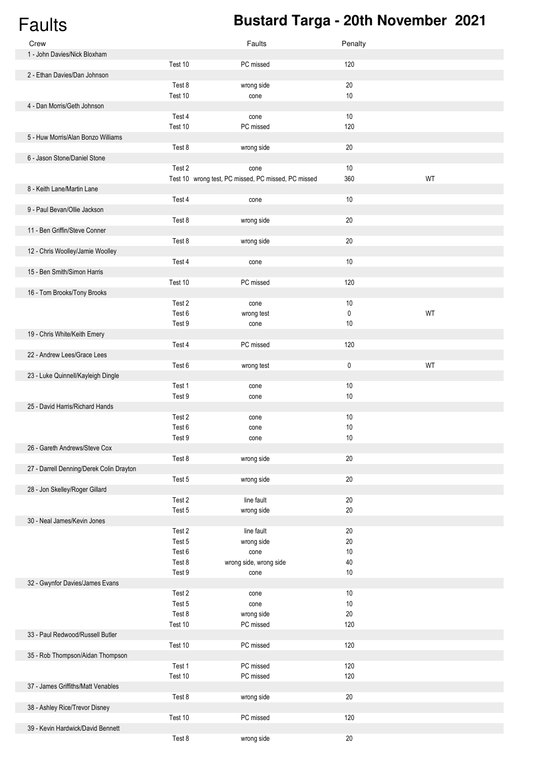# Faults

## Bustard Targa - 20th November 2021

| Crew | | Faults | Penalty | |
|---|---|---|---|---|
| 1 - John Davies/Nick Bloxham | | | | |
| | Test 10 | PC missed | 120 | |
| 2 - Ethan Davies/Dan Johnson | | | | |
| | Test 8 | wrong side | 20 | |
| | Test 10 | cone | 10 | |
| 4 - Dan Morris/Geth Johnson | | | | |
| | Test 4 | cone | 10 | |
| | Test 10 | PC missed | 120 | |
| 5 - Huw Morris/Alan Bonzo Williams | | | | |
| | Test 8 | wrong side | 20 | |
| 6 - Jason Stone/Daniel Stone | | | | |
| | Test 2 | cone | 10 | |
| | Test 10 | wrong test, PC missed, PC missed, PC missed | 360 | WT |
| 8 - Keith Lane/Martin Lane | | | | |
| | Test 4 | cone | 10 | |
| 9 - Paul Bevan/Ollie Jackson | | | | |
| | Test 8 | wrong side | 20 | |
| 11 - Ben Griffin/Steve Conner | | | | |
| | Test 8 | wrong side | 20 | |
| 12 - Chris Woolley/Jamie Woolley | | | | |
| | Test 4 | cone | 10 | |
| 15 - Ben Smith/Simon Harris | | | | |
| | Test 10 | PC missed | 120 | |
| 16 - Tom Brooks/Tony Brooks | | | | |
| | Test 2 | cone | 10 | |
| | Test 6 | wrong test | 0 | WT |
| | Test 9 | cone | 10 | |
| 19 - Chris White/Keith Emery | | | | |
| | Test 4 | PC missed | 120 | |
| 22 - Andrew Lees/Grace Lees | | | | |
| | Test 6 | wrong test | 0 | WT |
| 23 - Luke Quinnell/Kayleigh Dingle | | | | |
| | Test 1 | cone | 10 | |
| | Test 9 | cone | 10 | |
| 25 - David Harris/Richard Hands | | | | |
| | Test 2 | cone | 10 | |
| | Test 6 | cone | 10 | |
| | Test 9 | cone | 10 | |
| 26 - Gareth Andrews/Steve Cox | | | | |
| | Test 8 | wrong side | 20 | |
| 27 - Darrell Denning/Derek Colin Drayton | | | | |
| | Test 5 | wrong side | 20 | |
| 28 - Jon Skelley/Roger Gillard | | | | |
| | Test 2 | line fault | 20 | |
| | Test 5 | wrong side | 20 | |
| 30 - Neal James/Kevin Jones | | | | |
| | Test 2 | line fault | 20 | |
| | Test 5 | wrong side | 20 | |
| | Test 6 | cone | 10 | |
| | Test 8 | wrong side, wrong side | 40 | |
| | Test 9 | cone | 10 | |
| 32 - Gwynfor Davies/James Evans | | | | |
| | Test 2 | cone | 10 | |
| | Test 5 | cone | 10 | |
| | Test 8 | wrong side | 20 | |
| | Test 10 | PC missed | 120 | |
| 33 - Paul Redwood/Russell Butler | | | | |
| | Test 10 | PC missed | 120 | |
| 35 - Rob Thompson/Aidan Thompson | | | | |
| | Test 1 | PC missed | 120 | |
| | Test 10 | PC missed | 120 | |
| 37 - James Griffiths/Matt Venables | | | | |
| | Test 8 | wrong side | 20 | |
| 38 - Ashley Rice/Trevor Disney | | | | |
| | Test 10 | PC missed | 120 | |
| 39 - Kevin Hardwick/David Bennett | | | | |
| | Test 8 | wrong side | 20 | |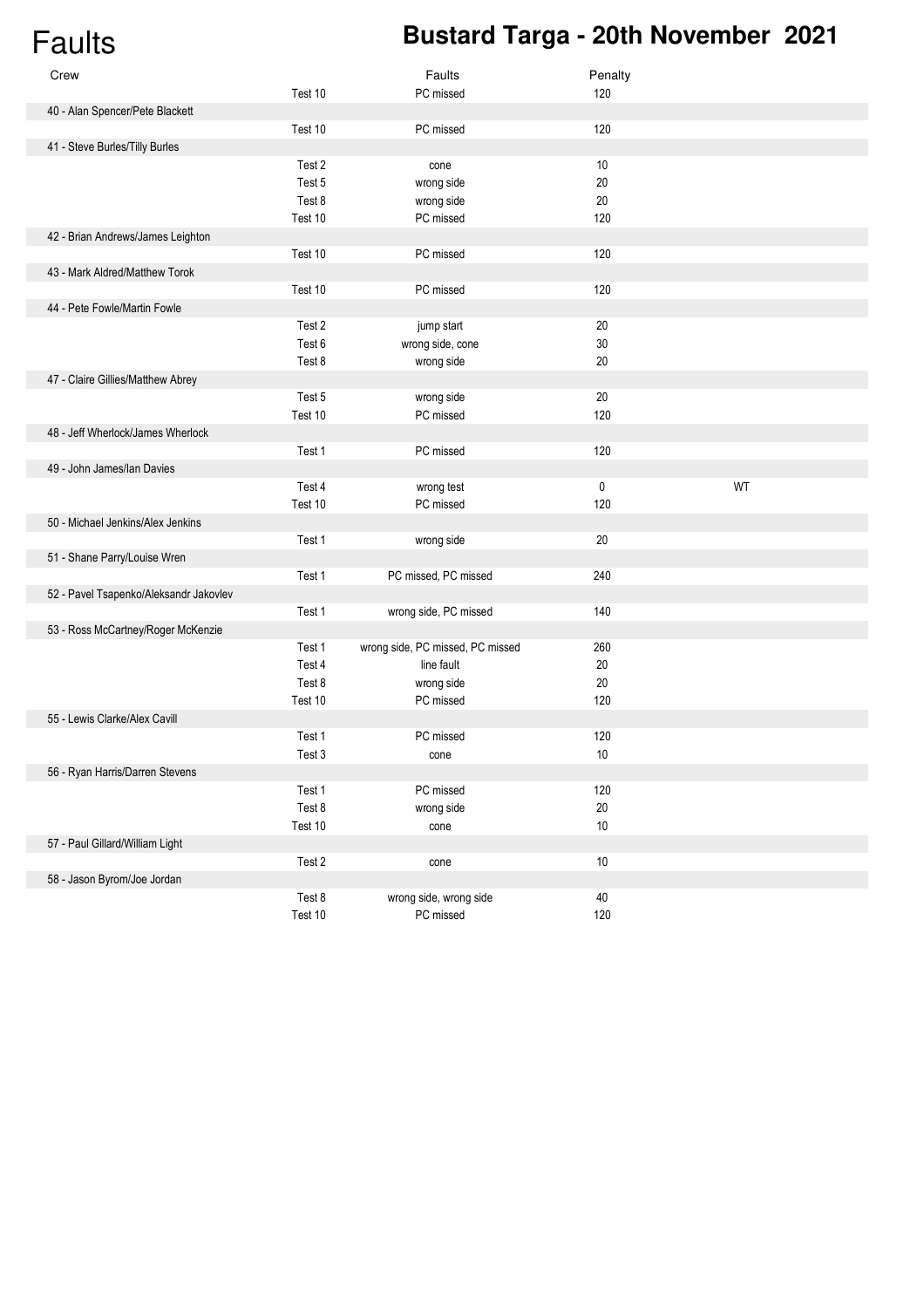# Faults

## Bustard Targa - 20th November 2021

| Crew | | Faults | Penalty | |
|---|---|---|---|---|
| | Test 10 | PC missed | 120 | |
| 40 - Alan Spencer/Pete Blackett | | | | |
| | Test 10 | PC missed | 120 | |
| 41 - Steve Burles/Tilly Burles | | | | |
| | Test 2 | cone | 10 | |
| | Test 5 | wrong side | 20 | |
| | Test 8 | wrong side | 20 | |
| | Test 10 | PC missed | 120 | |
| 42 - Brian Andrews/James Leighton | | | | |
| | Test 10 | PC missed | 120 | |
| 43 - Mark Aldred/Matthew Torok | | | | |
| | Test 10 | PC missed | 120 | |
| 44 - Pete Fowle/Martin Fowle | | | | |
| | Test 2 | jump start | 20 | |
| | Test 6 | wrong side, cone | 30 | |
| | Test 8 | wrong side | 20 | |
| 47 - Claire Gillies/Matthew Abrey | | | | |
| | Test 5 | wrong side | 20 | |
| | Test 10 | PC missed | 120 | |
| 48 - Jeff Wherlock/James Wherlock | | | | |
| | Test 1 | PC missed | 120 | |
| 49 - John James/Ian Davies | | | | |
| | Test 4 | wrong test | 0 | WT |
| | Test 10 | PC missed | 120 | |
| 50 - Michael Jenkins/Alex Jenkins | | | | |
| | Test 1 | wrong side | 20 | |
| 51 - Shane Parry/Louise Wren | | | | |
| | Test 1 | PC missed, PC missed | 240 | |
| 52 - Pavel Tsapenko/Aleksandr Jakovlev | | | | |
| | Test 1 | wrong side, PC missed | 140 | |
| 53 - Ross McCartney/Roger McKenzie | | | | |
| | Test 1 | wrong side, PC missed, PC missed | 260 | |
| | Test 4 | line fault | 20 | |
| | Test 8 | wrong side | 20 | |
| | Test 10 | PC missed | 120 | |
| 55 - Lewis Clarke/Alex Cavill | | | | |
| | Test 1 | PC missed | 120 | |
| | Test 3 | cone | 10 | |
| 56 - Ryan Harris/Darren Stevens | | | | |
| | Test 1 | PC missed | 120 | |
| | Test 8 | wrong side | 20 | |
| | Test 10 | cone | 10 | |
| 57 - Paul Gillard/William Light | | | | |
| | Test 2 | cone | 10 | |
| 58 - Jason Byrom/Joe Jordan | | | | |
| | Test 8 | wrong side, wrong side | 40 | |
| | Test 10 | PC missed | 120 | |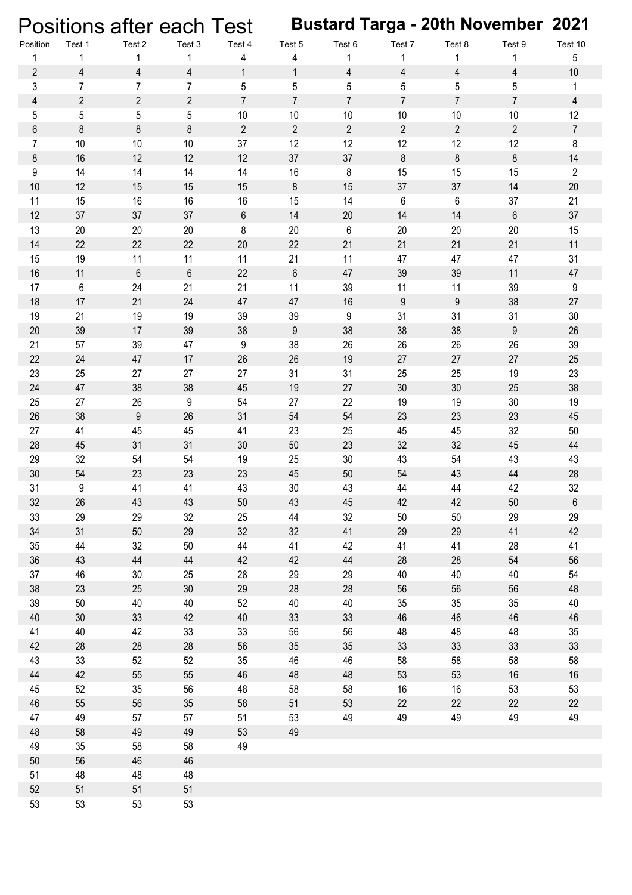# Positions after each Test

## Bustard Targa - 20th November 2021

| Position | Test 1 | Test 2 | Test 3 | Test 4 | Test 5 | Test 6 | Test 7 | Test 8 | Test 9 | Test 10 |
|---|---|---|---|---|---|---|---|---|---|---|
| 1 | 1 | 1 | 1 | 4 | 4 | 1 | 1 | 1 | 1 | 5 |
| 2 | 4 | 4 | 4 | 1 | 1 | 4 | 4 | 4 | 4 | 10 |
| 3 | 7 | 7 | 7 | 5 | 5 | 5 | 5 | 5 | 5 | 1 |
| 4 | 2 | 2 | 2 | 7 | 7 | 7 | 7 | 7 | 7 | 4 |
| 5 | 5 | 5 | 5 | 10 | 10 | 10 | 10 | 10 | 10 | 12 |
| 6 | 8 | 8 | 8 | 2 | 2 | 2 | 2 | 2 | 2 | 7 |
| 7 | 10 | 10 | 10 | 37 | 12 | 12 | 12 | 12 | 12 | 8 |
| 8 | 16 | 12 | 12 | 12 | 37 | 37 | 8 | 8 | 8 | 14 |
| 9 | 14 | 14 | 14 | 14 | 16 | 8 | 15 | 15 | 15 | 2 |
| 10 | 12 | 15 | 15 | 15 | 8 | 15 | 37 | 37 | 14 | 20 |
| 11 | 15 | 16 | 16 | 16 | 15 | 14 | 6 | 6 | 37 | 21 |
| 12 | 37 | 37 | 37 | 6 | 14 | 20 | 14 | 14 | 6 | 37 |
| 13 | 20 | 20 | 20 | 8 | 20 | 6 | 20 | 20 | 20 | 15 |
| 14 | 22 | 22 | 22 | 20 | 22 | 21 | 21 | 21 | 21 | 11 |
| 15 | 19 | 11 | 11 | 11 | 21 | 11 | 47 | 47 | 47 | 31 |
| 16 | 11 | 6 | 6 | 22 | 6 | 47 | 39 | 39 | 11 | 47 |
| 17 | 6 | 24 | 21 | 21 | 11 | 39 | 11 | 11 | 39 | 9 |
| 18 | 17 | 21 | 24 | 47 | 47 | 16 | 9 | 9 | 38 | 27 |
| 19 | 21 | 19 | 19 | 39 | 39 | 9 | 31 | 31 | 31 | 30 |
| 20 | 39 | 17 | 39 | 38 | 9 | 38 | 38 | 38 | 9 | 26 |
| 21 | 57 | 39 | 47 | 9 | 38 | 26 | 26 | 26 | 26 | 39 |
| 22 | 24 | 47 | 17 | 26 | 26 | 19 | 27 | 27 | 27 | 25 |
| 23 | 25 | 27 | 27 | 27 | 31 | 31 | 25 | 25 | 19 | 23 |
| 24 | 47 | 38 | 38 | 45 | 19 | 27 | 30 | 30 | 25 | 38 |
| 25 | 27 | 26 | 9 | 54 | 27 | 22 | 19 | 19 | 30 | 19 |
| 26 | 38 | 9 | 26 | 31 | 54 | 54 | 23 | 23 | 23 | 45 |
| 27 | 41 | 45 | 45 | 41 | 23 | 25 | 45 | 45 | 32 | 50 |
| 28 | 45 | 31 | 31 | 30 | 50 | 23 | 32 | 32 | 45 | 44 |
| 29 | 32 | 54 | 54 | 19 | 25 | 30 | 43 | 54 | 43 | 43 |
| 30 | 54 | 23 | 23 | 23 | 45 | 50 | 54 | 43 | 44 | 28 |
| 31 | 9 | 41 | 41 | 43 | 30 | 43 | 44 | 44 | 42 | 32 |
| 32 | 26 | 43 | 43 | 50 | 43 | 45 | 42 | 42 | 50 | 6 |
| 33 | 29 | 29 | 32 | 25 | 44 | 32 | 50 | 50 | 29 | 29 |
| 34 | 31 | 50 | 29 | 32 | 32 | 41 | 29 | 29 | 41 | 42 |
| 35 | 44 | 32 | 50 | 44 | 41 | 42 | 41 | 41 | 28 | 41 |
| 36 | 43 | 44 | 44 | 42 | 42 | 44 | 28 | 28 | 54 | 56 |
| 37 | 46 | 30 | 25 | 28 | 29 | 29 | 40 | 40 | 40 | 54 |
| 38 | 23 | 25 | 30 | 29 | 28 | 28 | 56 | 56 | 56 | 48 |
| 39 | 50 | 40 | 40 | 52 | 40 | 40 | 35 | 35 | 35 | 40 |
| 40 | 30 | 33 | 42 | 40 | 33 | 33 | 46 | 46 | 46 | 46 |
| 41 | 40 | 42 | 33 | 33 | 56 | 56 | 48 | 48 | 48 | 35 |
| 42 | 28 | 28 | 28 | 56 | 35 | 35 | 33 | 33 | 33 | 33 |
| 43 | 33 | 52 | 52 | 35 | 46 | 46 | 58 | 58 | 58 | 58 |
| 44 | 42 | 55 | 55 | 46 | 48 | 48 | 53 | 53 | 16 | 16 |
| 45 | 52 | 35 | 56 | 48 | 58 | 58 | 16 | 16 | 53 | 53 |
| 46 | 55 | 56 | 35 | 58 | 51 | 53 | 22 | 22 | 22 | 22 |
| 47 | 49 | 57 | 57 | 51 | 53 | 49 | 49 | 49 | 49 | 49 |
| 48 | 58 | 49 | 49 | 53 | 49 | | | | | |
| 49 | 35 | 58 | 58 | 49 | | | | | | |
| 50 | 56 | 46 | 46 | | | | | | | |
| 51 | 48 | 48 | 48 | | | | | | | |
| 52 | 51 | 51 | 51 | | | | | | | |
| 53 | 53 | 53 | 53 | | | | | | | |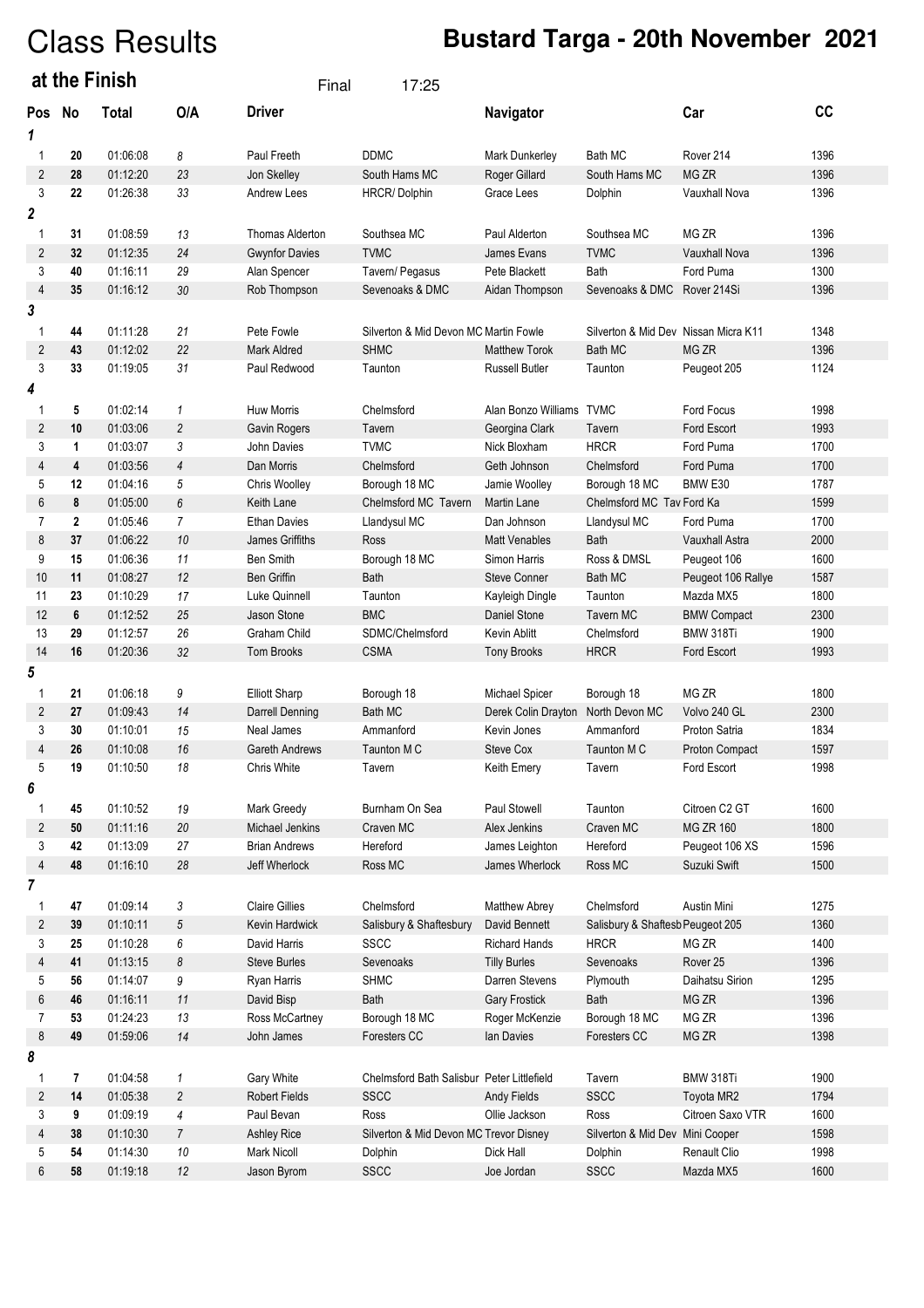# Class Results

## Bustard Targa - 20th November 2021

**at the Finish** Final 17:25

| Pos | No | Total | O/A | Driver | | Navigator | | Car | CC |
|---|---|---|---|---|---|---|---|---|---|
| ***1*** | | | | | | | | | |
| 1 | **20** | 01:06:08 | *8* | Paul Freeth | DDMC | Mark Dunkerley | Bath MC | Rover 214 | 1396 |
| 2 | **28** | 01:12:20 | *23* | Jon Skelley | South Hams MC | Roger Gillard | South Hams MC | MG ZR | 1396 |
| 3 | **22** | 01:26:38 | *33* | Andrew Lees | HRCR/ Dolphin | Grace Lees | Dolphin | Vauxhall Nova | 1396 |
| ***2*** | | | | | | | | | |
| 1 | **31** | 01:08:59 | *13* | Thomas Alderton | Southsea MC | Paul Alderton | Southsea MC | MG ZR | 1396 |
| 2 | **32** | 01:12:35 | *24* | Gwynfor Davies | TVMC | James Evans | TVMC | Vauxhall Nova | 1396 |
| 3 | **40** | 01:16:11 | *29* | Alan Spencer | Tavern/ Pegasus | Pete Blackett | Bath | Ford Puma | 1300 |
| 4 | **35** | 01:16:12 | *30* | Rob Thompson | Sevenoaks & DMC | Aidan Thompson | Sevenoaks & DMC | Rover 214Si | 1396 |
| ***3*** | | | | | | | | | |
| 1 | **44** | 01:11:28 | *21* | Pete Fowle | Silverton & Mid Devon MC | Martin Fowle | Silverton & Mid Dev | Nissan Micra K11 | 1348 |
| 2 | **43** | 01:12:02 | *22* | Mark Aldred | SHMC | Matthew Torok | Bath MC | MG ZR | 1396 |
| 3 | **33** | 01:19:05 | *31* | Paul Redwood | Taunton | Russell Butler | Taunton | Peugeot 205 | 1124 |
| ***4*** | | | | | | | | | |
| 1 | **5** | 01:02:14 | *1* | Huw Morris | Chelmsford | Alan Bonzo Williams | TVMC | Ford Focus | 1998 |
| 2 | **10** | 01:03:06 | *2* | Gavin Rogers | Tavern | Georgina Clark | Tavern | Ford Escort | 1993 |
| 3 | **1** | 01:03:07 | *3* | John Davies | TVMC | Nick Bloxham | HRCR | Ford Puma | 1700 |
| 4 | **4** | 01:03:56 | *4* | Dan Morris | Chelmsford | Geth Johnson | Chelmsford | Ford Puma | 1700 |
| 5 | **12** | 01:04:16 | *5* | Chris Woolley | Borough 18 MC | Jamie Woolley | Borough 18 MC | BMW E30 | 1787 |
| 6 | **8** | 01:05:00 | *6* | Keith Lane | Chelmsford MC Tavern | Martin Lane | Chelmsford MC Tav | Ford Ka | 1599 |
| 7 | **2** | 01:05:46 | *7* | Ethan Davies | Llandysul MC | Dan Johnson | Llandysul MC | Ford Puma | 1700 |
| 8 | **37** | 01:06:22 | *10* | James Griffiths | Ross | Matt Venables | Bath | Vauxhall Astra | 2000 |
| 9 | **15** | 01:06:36 | *11* | Ben Smith | Borough 18 MC | Simon Harris | Ross & DMSL | Peugeot 106 | 1600 |
| 10 | **11** | 01:08:27 | *12* | Ben Griffin | Bath | Steve Conner | Bath MC | Peugeot 106 Rallye | 1587 |
| 11 | **23** | 01:10:29 | *17* | Luke Quinnell | Taunton | Kayleigh Dingle | Taunton | Mazda MX5 | 1800 |
| 12 | **6** | 01:12:52 | *25* | Jason Stone | BMC | Daniel Stone | Tavern MC | BMW Compact | 2300 |
| 13 | **29** | 01:12:57 | *26* | Graham Child | SDMC/Chelmsford | Kevin Ablitt | Chelmsford | BMW 318Ti | 1900 |
| 14 | **16** | 01:20:36 | *32* | Tom Brooks | CSMA | Tony Brooks | HRCR | Ford Escort | 1993 |
| ***5*** | | | | | | | | | |
| 1 | **21** | 01:06:18 | *9* | Elliott Sharp | Borough 18 | Michael Spicer | Borough 18 | MG ZR | 1800 |
| 2 | **27** | 01:09:43 | *14* | Darrell Denning | Bath MC | Derek Colin Drayton | North Devon MC | Volvo 240 GL | 2300 |
| 3 | **30** | 01:10:01 | *15* | Neal James | Ammanford | Kevin Jones | Ammanford | Proton Satria | 1834 |
| 4 | **26** | 01:10:08 | *16* | Gareth Andrews | Taunton M C | Steve Cox | Taunton M C | Proton Compact | 1597 |
| 5 | **19** | 01:10:50 | *18* | Chris White | Tavern | Keith Emery | Tavern | Ford Escort | 1998 |
| ***6*** | | | | | | | | | |
| 1 | **45** | 01:10:52 | *19* | Mark Greedy | Burnham On Sea | Paul Stowell | Taunton | Citroen C2 GT | 1600 |
| 2 | **50** | 01:11:16 | *20* | Michael Jenkins | Craven MC | Alex Jenkins | Craven MC | MG ZR 160 | 1800 |
| 3 | **42** | 01:13:09 | *27* | Brian Andrews | Hereford | James Leighton | Hereford | Peugeot 106 XS | 1596 |
| 4 | **48** | 01:16:10 | *28* | Jeff Wherlock | Ross MC | James Wherlock | Ross MC | Suzuki Swift | 1500 |
| ***7*** | | | | | | | | | |
| 1 | **47** | 01:09:14 | *3* | Claire Gillies | Chelmsford | Matthew Abrey | Chelmsford | Austin Mini | 1275 |
| 2 | **39** | 01:10:11 | *5* | Kevin Hardwick | Salisbury & Shaftesbury | David Bennett | Salisbury & Shaftesb | Peugeot 205 | 1360 |
| 3 | **25** | 01:10:28 | *6* | David Harris | SSCC | Richard Hands | HRCR | MG ZR | 1400 |
| 4 | **41** | 01:13:15 | *8* | Steve Burles | Sevenoaks | Tilly Burles | Sevenoaks | Rover 25 | 1396 |
| 5 | **56** | 01:14:07 | *9* | Ryan Harris | SHMC | Darren Stevens | Plymouth | Daihatsu Sirion | 1295 |
| 6 | **46** | 01:16:11 | *11* | David Bisp | Bath | Gary Frostick | Bath | MG ZR | 1396 |
| 7 | **53** | 01:24:23 | *13* | Ross McCartney | Borough 18 MC | Roger McKenzie | Borough 18 MC | MG ZR | 1396 |
| 8 | **49** | 01:59:06 | *14* | John James | Foresters CC | Ian Davies | Foresters CC | MG ZR | 1398 |
| ***8*** | | | | | | | | | |
| 1 | **7** | 01:04:58 | *1* | Gary White | Chelmsford Bath Salisbur | Peter Littlefield | Tavern | BMW 318Ti | 1900 |
| 2 | **14** | 01:05:38 | *2* | Robert Fields | SSCC | Andy Fields | SSCC | Toyota MR2 | 1794 |
| 3 | **9** | 01:09:19 | *4* | Paul Bevan | Ross | Ollie Jackson | Ross | Citroen Saxo VTR | 1600 |
| 4 | **38** | 01:10:30 | *7* | Ashley Rice | Silverton & Mid Devon MC | Trevor Disney | Silverton & Mid Dev | Mini Cooper | 1598 |
| 5 | **54** | 01:14:30 | *10* | Mark Nicoll | Dolphin | Dick Hall | Dolphin | Renault Clio | 1998 |
| 6 | **58** | 01:19:18 | *12* | Jason Byrom | SSCC | Joe Jordan | SSCC | Mazda MX5 | 1600 |